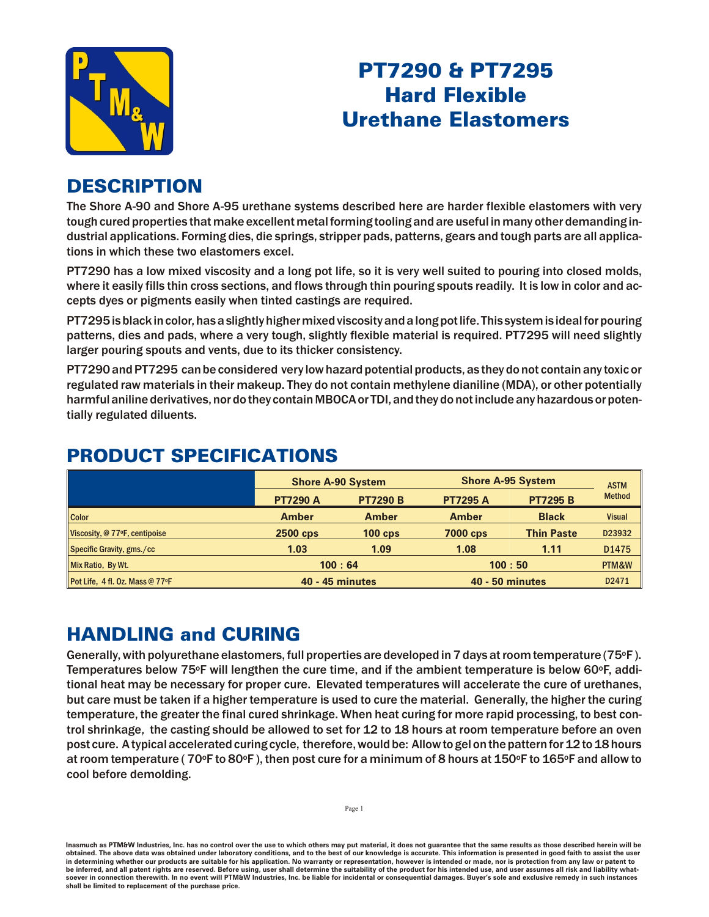# PT7290 & PT7295 Hard Flexible Urethane Elastomers

## DESCRIPTION

The Shore A-90 and Shore A-95 urethane systems described here are harder flexible elastomers with very tough cured properties that make excellent metal forming tooling and are useful in many other demanding industrial applications. Forming dies, die springs, stripper pads, patterns, gears and tough parts are all applications in which these two elastomers excel.

PT7290 has a low mixed viscosity and a long pot life, so it is very well suited to pouring into closed molds, where it easily fills thin cross sections, and flows through thin pouring spouts readily. It is low in color and accepts dyes or pigments easily when tinted castings are required.

PT7295 is black in color, has a slightly higher mixed viscosity and a long pot life. This system is ideal for pouring patterns, dies and pads, where a very tough, slightly flexible material is required. PT7295 will need slightly larger pouring spouts and vents, due to its thicker consistency.

PT7290 and PT7295 can be considered very low hazard potential products, as they do not contain any toxic or regulated raw materials in their makeup. They do not contain methylene dianiline (MDA), or other potentially harmful aniline derivatives, nor do they contain MBOCA or TDI, and they do not include any hazardous or potentially regulated diluents.

## PRODUCT SPECIFICATIONS

| | Shore A-90 System | | Shore A-95 System | | ASTM Method |
|---|---|---|---|---|---|
| | PT7290 A | PT7290 B | PT7295 A | PT7295 B | |
| Color | Amber | Amber | Amber | Black | Visual |
| Viscosity, @ 77ºF, centipoise | 2500 cps | 100 cps | 7000 cps | Thin Paste | D23932 |
| Specific Gravity, gms./cc | 1.03 | 1.09 | 1.08 | 1.11 | D1475 |
| Mix Ratio, By Wt. | 100 : 64 | | 100 : 50 | | PTM&W |
| Pot Life, 4 fl. Oz. Mass @ 77ºF | 40 - 45 minutes | | 40 - 50 minutes | | D2471 |

## HANDLING and CURING

Generally, with polyurethane elastomers, full properties are developed in 7 days at room temperature (75ºF). Temperatures below 75ºF will lengthen the cure time, and if the ambient temperature is below 60ºF, additional heat may be necessary for proper cure. Elevated temperatures will accelerate the cure of urethanes, but care must be taken if a higher temperature is used to cure the material. Generally, the higher the curing temperature, the greater the final cured shrinkage. When heat curing for more rapid processing, to best control shrinkage, the casting should be allowed to set for 12 to 18 hours at room temperature before an oven post cure. A typical accelerated curing cycle, therefore, would be: Allow to gel on the pattern for 12 to 18 hours at room temperature ( 70ºF to 80ºF ), then post cure for a minimum of 8 hours at 150ºF to 165ºF and allow to cool before demolding.

Inasmuch as PTM&W Industries, Inc. has no control over the use to which others may put material, it does not guarantee that the same results as those described herein will be obtained. The above data was obtained under laboratory conditions, and to the best of our knowledge is accurate. This information is presented in good faith to assist the user in determining whether our products are suitable for his application. No warranty or representation, however is intended or made, nor is protection from any law or patent to be inferred, and all patent rights are reserved. Before using, user shall determine the suitability of the product for his intended use, and user assumes all risk and liability whatsoever in connection therewith. In no event will PTM&W Industries, Inc. be liable for incidental or consequential damages. Buyer's sole and exclusive remedy in such instances shall be limited to replacement of the purchase price.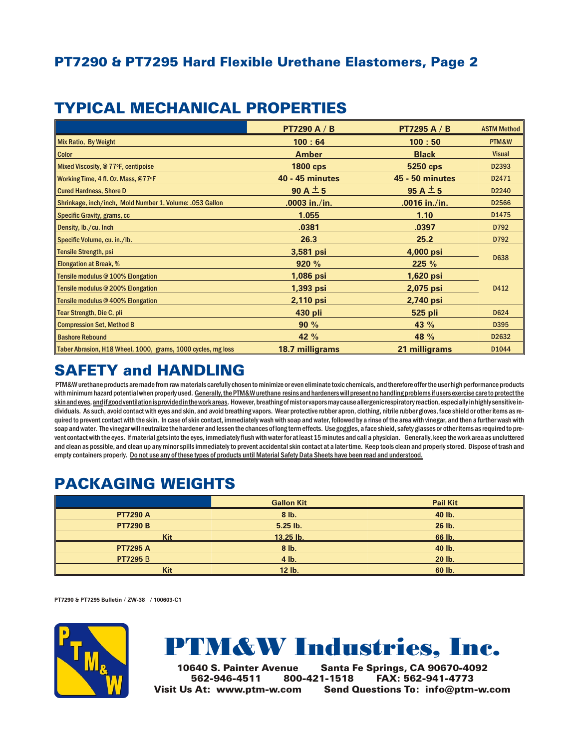# PT7290 & PT7295 Hard Flexible Urethane Elastomers, Page 2

## TYPICAL MECHANICAL PROPERTIES

| | PT7290 A / B | PT7295 A / B | ASTM Method |
|---|---|---|---|
| Mix Ratio, By Weight | 100 : 64 | 100 : 50 | PTM&W |
| Color | Amber | Black | Visual |
| Mixed Viscosity, @ 77ºF, centipoise | 1800 cps | 5250 cps | D2393 |
| Working Time, 4 fl. Oz. Mass, @77ºF | 40 - 45 minutes | 45 - 50 minutes | D2471 |
| Cured Hardness, Shore D | 90 A ± 5 | 95 A ± 5 | D2240 |
| Shrinkage, inch/inch, Mold Number 1, Volume: .053 Gallon | .0003 in./in. | .0016 in./in. | D2566 |
| Specific Gravity, grams, cc | 1.055 | 1.10 | D1475 |
| Density, lb./cu. Inch | .0381 | .0397 | D792 |
| Specific Volume, cu. in./lb. | 26.3 | 25.2 | D792 |
| Tensile Strength, psi | 3,581 psi | 4,000 psi | D638 |
| Elongation at Break, % | 920 % | 225 % | |
| Tensile modulus @ 100% Elongation | 1,086 psi | 1,620 psi | D412 |
| Tensile modulus @ 200% Elongation | 1,393 psi | 2,075 psi | |
| Tensile modulus @ 400% Elongation | 2,110 psi | 2,740 psi | |
| Tear Strength, Die C, pli | 430 pli | 525 pli | D624 |
| Compression Set, Method B | 90 % | 43 % | D395 |
| Bashore Rebound | 42 % | 48 % | D2632 |
| Taber Abrasion, H18 Wheel, 1000, grams, 1000 cycles, mg loss | 18.7 milligrams | 21 milligrams | D1044 |

## SAFETY and HANDLING

PTM&W urethane products are made from raw materials carefully chosen to minimize or even eliminate toxic chemicals, and therefore offer the user high performance products with minimum hazard potential when properly used. Generally, the PTM&W urethane resins and hardeners will present no handling problems if users exercise care to protect the skin and eyes, and if good ventilation is provided in the work areas. However, breathing of mist or vapors may cause allergenic respiratory reaction, especially in highly sensitive individuals. As such, avoid contact with eyes and skin, and avoid breathing vapors. Wear protective rubber apron, clothing, nitrile rubber gloves, face shield or other items as required to prevent contact with the skin. In case of skin contact, immediately wash with soap and water, followed by a rinse of the area with vinegar, and then a further wash with soap and water. The vinegar will neutralize the hardener and lessen the chances of long term effects. Use goggles, a face shield, safety glasses or other items as required to prevent contact with the eyes. If material gets into the eyes, immediately flush with water for at least 15 minutes and call a physician. Generally, keep the work area as uncluttered and clean as possible, and clean up any minor spills immediately to prevent accidental skin contact at a later time. Keep tools clean and properly stored. Dispose of trash and empty containers properly. Do not use any of these types of products until Material Safety Data Sheets have been read and understood.

## PACKAGING WEIGHTS

| | Gallon Kit | Pail Kit |
|---|---|---|
| PT7290 A | 8 lb. | 40 lb. |
| PT7290 B | 5.25 lb. | 26 lb. |
| Kit | 13.25 lb. | 66 lb. |
| PT7295 A | 8 lb. | 40 lb. |
| PT7295 B | 4 lb. | 20 lb. |
| Kit | 12 lb. | 60 lb. |

PT7290 & PT7295 Bulletin / ZW-38 / 100603-C1

**PTM&W Industries, Inc.**

10640 S. Painter Avenue Santa Fe Springs, CA 90670-4092
562-946-4511 800-421-1518 FAX: 562-941-4773
Visit Us At: www.ptm-w.com Send Questions To: info@ptm-w.com